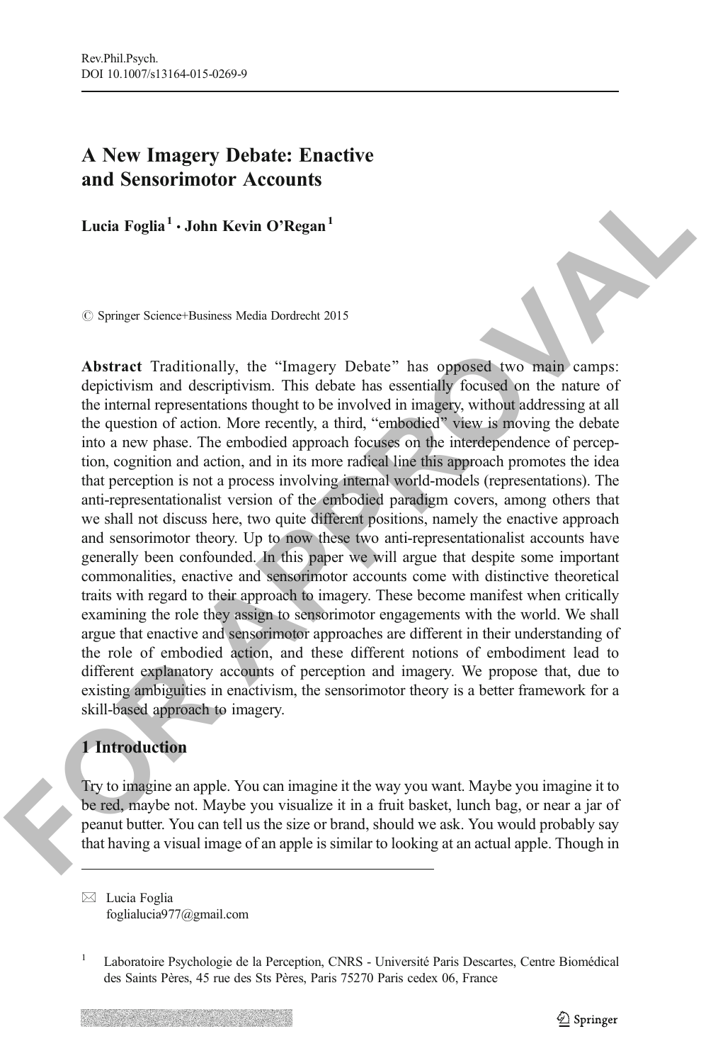# A New Imagery Debate: Enactive and Sensorimotor Accounts

**Lucia Foglia**[1] **· John Kevin O'Regan**[1]

© Springer Science+Business Media Dordrecht 2015

**Abstract** Traditionally, the "Imagery Debate" has opposed two main camps: depictivism and descriptivism. This debate has essentially focused on the nature of the internal representations thought to be involved in imagery, without addressing at all the question of action. More recently, a third, "embodied" view is moving the debate into a new phase. The embodied approach focuses on the interdependence of perception, cognition and action, and in its more radical line this approach promotes the idea that perception is not a process involving internal world-models (representations). The anti-representationalist version of the embodied paradigm covers, among others that we shall not discuss here, two quite different positions, namely the enactive approach and sensorimotor theory. Up to now these two anti-representationalist accounts have generally been confounded. In this paper we will argue that despite some important commonalities, enactive and sensorimotor accounts come with distinctive theoretical traits with regard to their approach to imagery. These become manifest when critically examining the role they assign to sensorimotor engagements with the world. We shall argue that enactive and sensorimotor approaches are different in their understanding of the role of embodied action, and these different notions of embodiment lead to different explanatory accounts of perception and imagery. We propose that, due to existing ambiguities in enactivism, the sensorimotor theory is a better framework for a skill-based approach to imagery.

## 1 Introduction

Try to imagine an apple. You can imagine it the way you want. Maybe you imagine it to be red, maybe not. Maybe you visualize it in a fruit basket, lunch bag, or near a jar of peanut butter. You can tell us the size or brand, should we ask. You would probably say that having a visual image of an apple is similar to looking at an actual apple. Though in

---

✉ Lucia Foglia
foglialucia977@gmail.com

[1] Laboratoire Psychologie de la Perception, CNRS - Université Paris Descartes, Centre Biomédical des Saints Pères, 45 rue des Sts Pères, Paris 75270 Paris cedex 06, France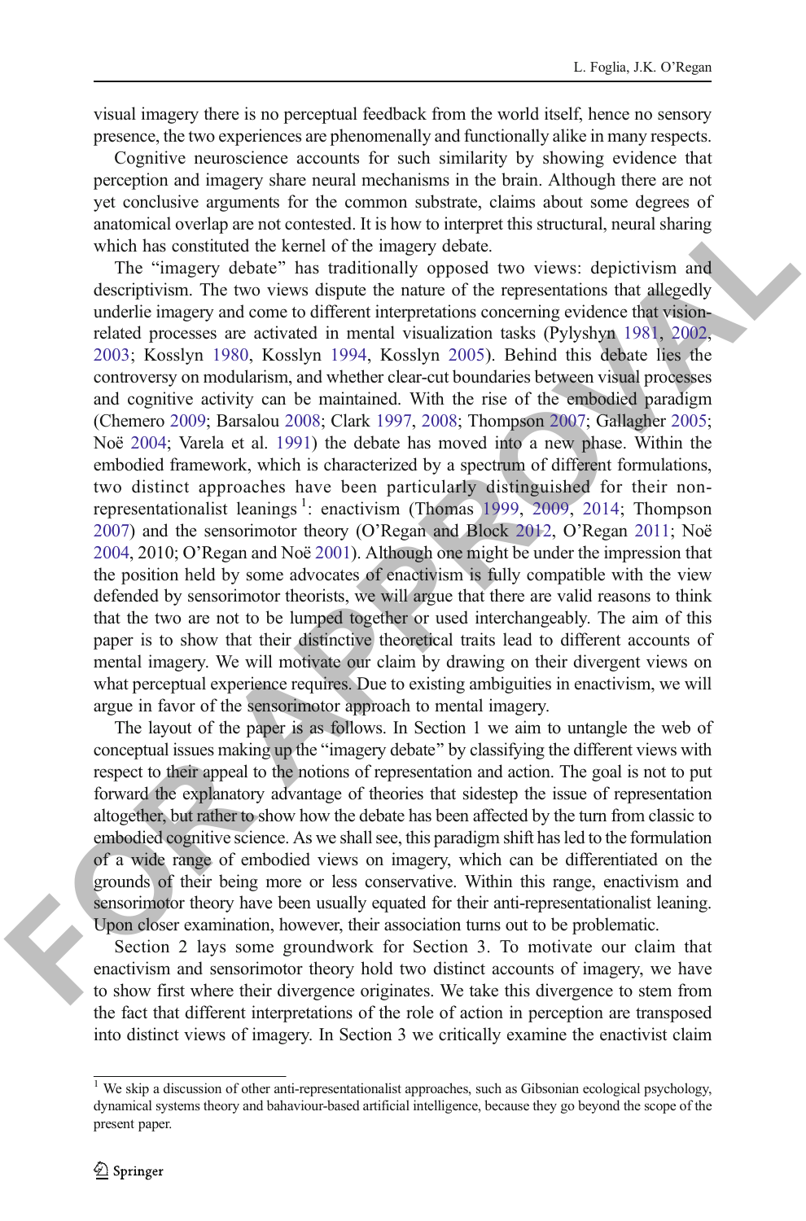visual imagery there is no perceptual feedback from the world itself, hence no sensory presence, the two experiences are phenomenally and functionally alike in many respects.

Cognitive neuroscience accounts for such similarity by showing evidence that perception and imagery share neural mechanisms in the brain. Although there are not yet conclusive arguments for the common substrate, claims about some degrees of anatomical overlap are not contested. It is how to interpret this structural, neural sharing which has constituted the kernel of the imagery debate.

The "imagery debate" has traditionally opposed two views: depictivism and descriptivism. The two views dispute the nature of the representations that allegedly underlie imagery and come to different interpretations concerning evidence that vision-related processes are activated in mental visualization tasks (Pylyshyn 1981, 2002, 2003; Kosslyn 1980, Kosslyn 1994, Kosslyn 2005). Behind this debate lies the controversy on modularism, and whether clear-cut boundaries between visual processes and cognitive activity can be maintained. With the rise of the embodied paradigm (Chemero 2009; Barsalou 2008; Clark 1997, 2008; Thompson 2007; Gallagher 2005; Noë 2004; Varela et al. 1991) the debate has moved into a new phase. Within the embodied framework, which is characterized by a spectrum of different formulations, two distinct approaches have been particularly distinguished for their non-representationalist leanings[1]: enactivism (Thomas 1999, 2009, 2014; Thompson 2007) and the sensorimotor theory (O'Regan and Block 2012, O'Regan 2011; Noë 2004, 2010; O'Regan and Noë 2001). Although one might be under the impression that the position held by some advocates of enactivism is fully compatible with the view defended by sensorimotor theorists, we will argue that there are valid reasons to think that the two are not to be lumped together or used interchangeably. The aim of this paper is to show that their distinctive theoretical traits lead to different accounts of mental imagery. We will motivate our claim by drawing on their divergent views on what perceptual experience requires. Due to existing ambiguities in enactivism, we will argue in favor of the sensorimotor approach to mental imagery.

The layout of the paper is as follows. In Section 1 we aim to untangle the web of conceptual issues making up the "imagery debate" by classifying the different views with respect to their appeal to the notions of representation and action. The goal is not to put forward the explanatory advantage of theories that sidestep the issue of representation altogether, but rather to show how the debate has been affected by the turn from classic to embodied cognitive science. As we shall see, this paradigm shift has led to the formulation of a wide range of embodied views on imagery, which can be differentiated on the grounds of their being more or less conservative. Within this range, enactivism and sensorimotor theory have been usually equated for their anti-representationalist leaning. Upon closer examination, however, their association turns out to be problematic.

Section 2 lays some groundwork for Section 3. To motivate our claim that enactivism and sensorimotor theory hold two distinct accounts of imagery, we have to show first where their divergence originates. We take this divergence to stem from the fact that different interpretations of the role of action in perception are transposed into distinct views of imagery. In Section 3 we critically examine the enactivist claim

[1] We skip a discussion of other anti-representationalist approaches, such as Gibsonian ecological psychology, dynamical systems theory and bahaviour-based artificial intelligence, because they go beyond the scope of the present paper.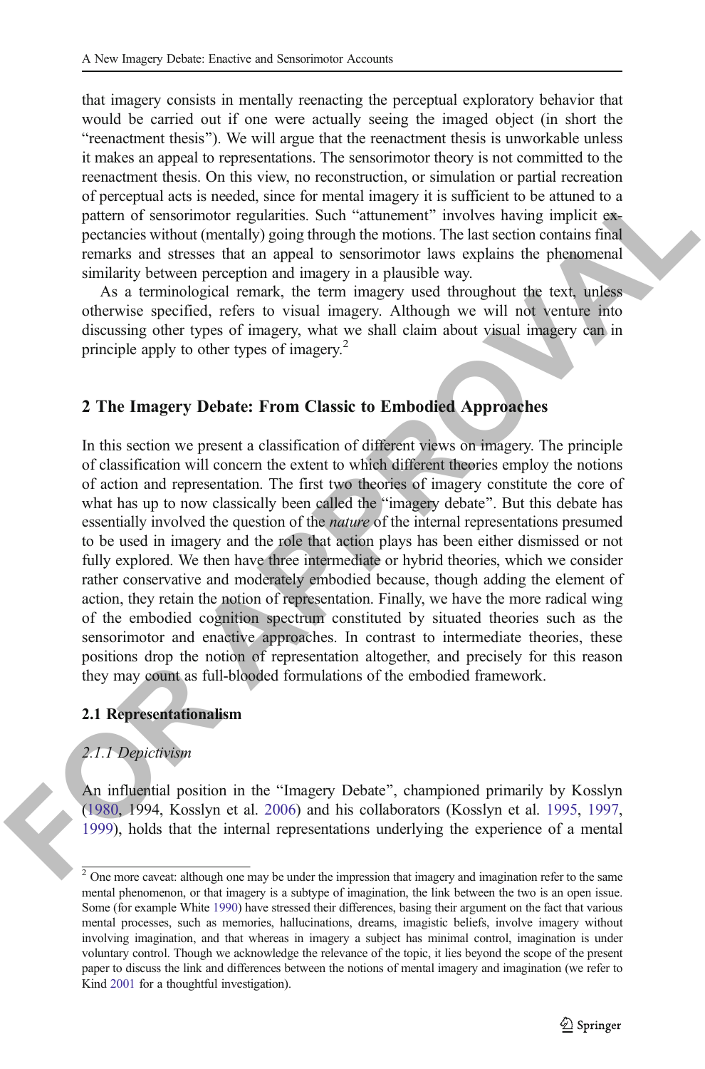that imagery consists in mentally reenacting the perceptual exploratory behavior that would be carried out if one were actually seeing the imaged object (in short the "reenactment thesis"). We will argue that the reenactment thesis is unworkable unless it makes an appeal to representations. The sensorimotor theory is not committed to the reenactment thesis. On this view, no reconstruction, or simulation or partial recreation of perceptual acts is needed, since for mental imagery it is sufficient to be attuned to a pattern of sensorimotor regularities. Such "attunement" involves having implicit expectancies without (mentally) going through the motions. The last section contains final remarks and stresses that an appeal to sensorimotor laws explains the phenomenal similarity between perception and imagery in a plausible way.

As a terminological remark, the term imagery used throughout the text, unless otherwise specified, refers to visual imagery. Although we will not venture into discussing other types of imagery, what we shall claim about visual imagery can in principle apply to other types of imagery.[2]

## 2 The Imagery Debate: From Classic to Embodied Approaches

In this section we present a classification of different views on imagery. The principle of classification will concern the extent to which different theories employ the notions of action and representation. The first two theories of imagery constitute the core of what has up to now classically been called the "imagery debate". But this debate has essentially involved the question of the *nature* of the internal representations presumed to be used in imagery and the role that action plays has been either dismissed or not fully explored. We then have three intermediate or hybrid theories, which we consider rather conservative and moderately embodied because, though adding the element of action, they retain the notion of representation. Finally, we have the more radical wing of the embodied cognition spectrum constituted by situated theories such as the sensorimotor and enactive approaches. In contrast to intermediate theories, these positions drop the notion of representation altogether, and precisely for this reason they may count as full-blooded formulations of the embodied framework.

### 2.1 Representationalism

#### *2.1.1 Depictivism*

An influential position in the "Imagery Debate", championed primarily by Kosslyn (1980, 1994, Kosslyn et al. 2006) and his collaborators (Kosslyn et al. 1995, 1997, 1999), holds that the internal representations underlying the experience of a mental

---

[2] One more caveat: although one may be under the impression that imagery and imagination refer to the same mental phenomenon, or that imagery is a subtype of imagination, the link between the two is an open issue. Some (for example White 1990) have stressed their differences, basing their argument on the fact that various mental processes, such as memories, hallucinations, dreams, imagistic beliefs, involve imagery without involving imagination, and that whereas in imagery a subject has minimal control, imagination is under voluntary control. Though we acknowledge the relevance of the topic, it lies beyond the scope of the present paper to discuss the link and differences between the notions of mental imagery and imagination (we refer to Kind 2001 for a thoughtful investigation).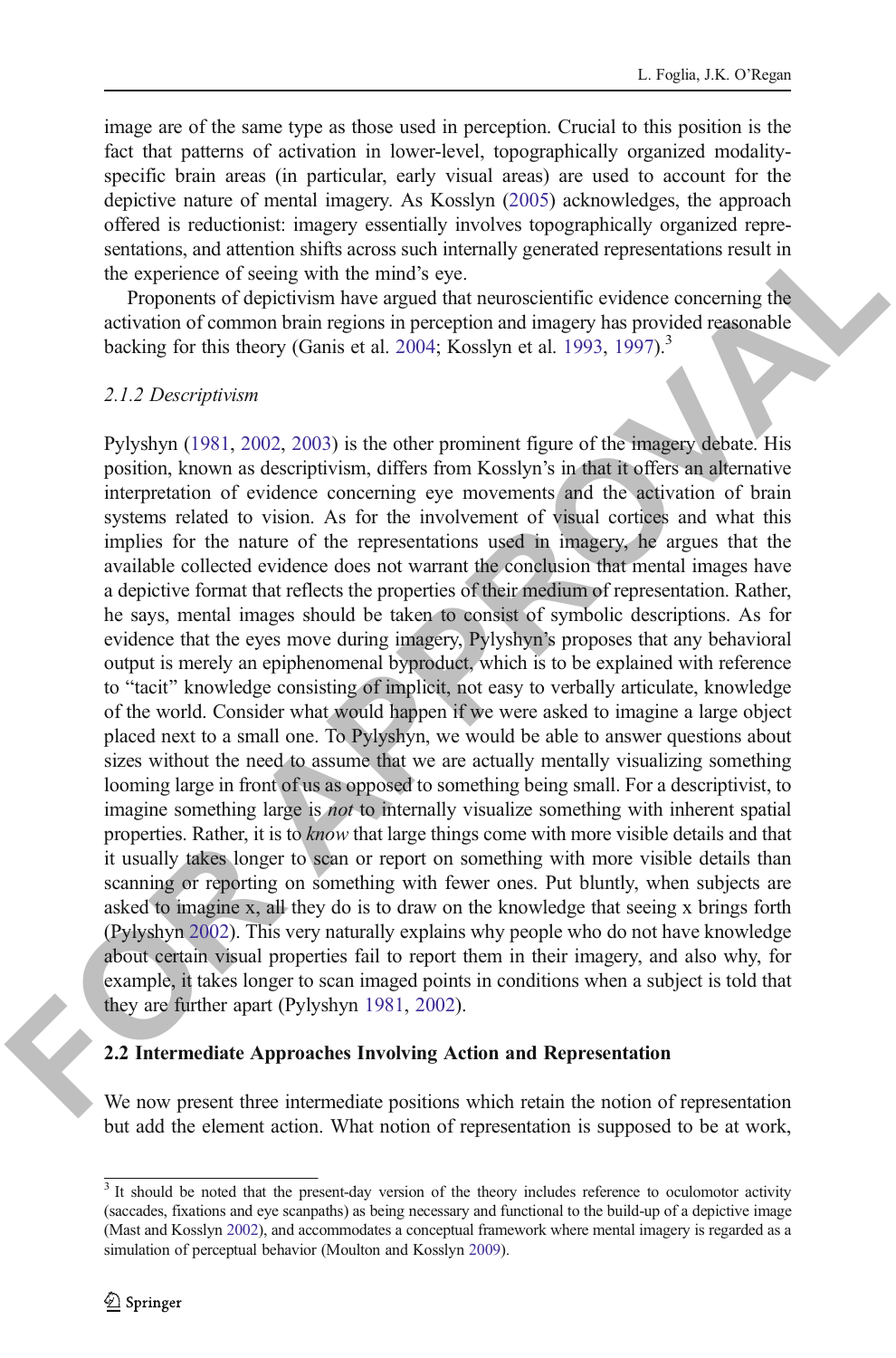image are of the same type as those used in perception. Crucial to this position is the fact that patterns of activation in lower-level, topographically organized modality-specific brain areas (in particular, early visual areas) are used to account for the depictive nature of mental imagery. As Kosslyn (2005) acknowledges, the approach offered is reductionist: imagery essentially involves topographically organized representations, and attention shifts across such internally generated representations result in the experience of seeing with the mind's eye.

Proponents of depictivism have argued that neuroscientific evidence concerning the activation of common brain regions in perception and imagery has provided reasonable backing for this theory (Ganis et al. 2004; Kosslyn et al. 1993, 1997).[3]

### 2.1.2 Descriptivism

Pylyshyn (1981, 2002, 2003) is the other prominent figure of the imagery debate. His position, known as descriptivism, differs from Kosslyn's in that it offers an alternative interpretation of evidence concerning eye movements and the activation of brain systems related to vision. As for the involvement of visual cortices and what this implies for the nature of the representations used in imagery, he argues that the available collected evidence does not warrant the conclusion that mental images have a depictive format that reflects the properties of their medium of representation. Rather, he says, mental images should be taken to consist of symbolic descriptions. As for evidence that the eyes move during imagery, Pylyshyn's proposes that any behavioral output is merely an epiphenomenal byproduct, which is to be explained with reference to "tacit" knowledge consisting of implicit, not easy to verbally articulate, knowledge of the world. Consider what would happen if we were asked to imagine a large object placed next to a small one. To Pylyshyn, we would be able to answer questions about sizes without the need to assume that we are actually mentally visualizing something looming large in front of us as opposed to something being small. For a descriptivist, to imagine something large is *not* to internally visualize something with inherent spatial properties. Rather, it is to *know* that large things come with more visible details and that it usually takes longer to scan or report on something with more visible details than scanning or reporting on something with fewer ones. Put bluntly, when subjects are asked to imagine x, all they do is to draw on the knowledge that seeing x brings forth (Pylyshyn 2002). This very naturally explains why people who do not have knowledge about certain visual properties fail to report them in their imagery, and also why, for example, it takes longer to scan imaged points in conditions when a subject is told that they are further apart (Pylyshyn 1981, 2002).

## 2.2 Intermediate Approaches Involving Action and Representation

We now present three intermediate positions which retain the notion of representation but add the element action. What notion of representation is supposed to be at work,

[3] It should be noted that the present-day version of the theory includes reference to oculomotor activity (saccades, fixations and eye scanpaths) as being necessary and functional to the build-up of a depictive image (Mast and Kosslyn 2002), and accommodates a conceptual framework where mental imagery is regarded as a simulation of perceptual behavior (Moulton and Kosslyn 2009).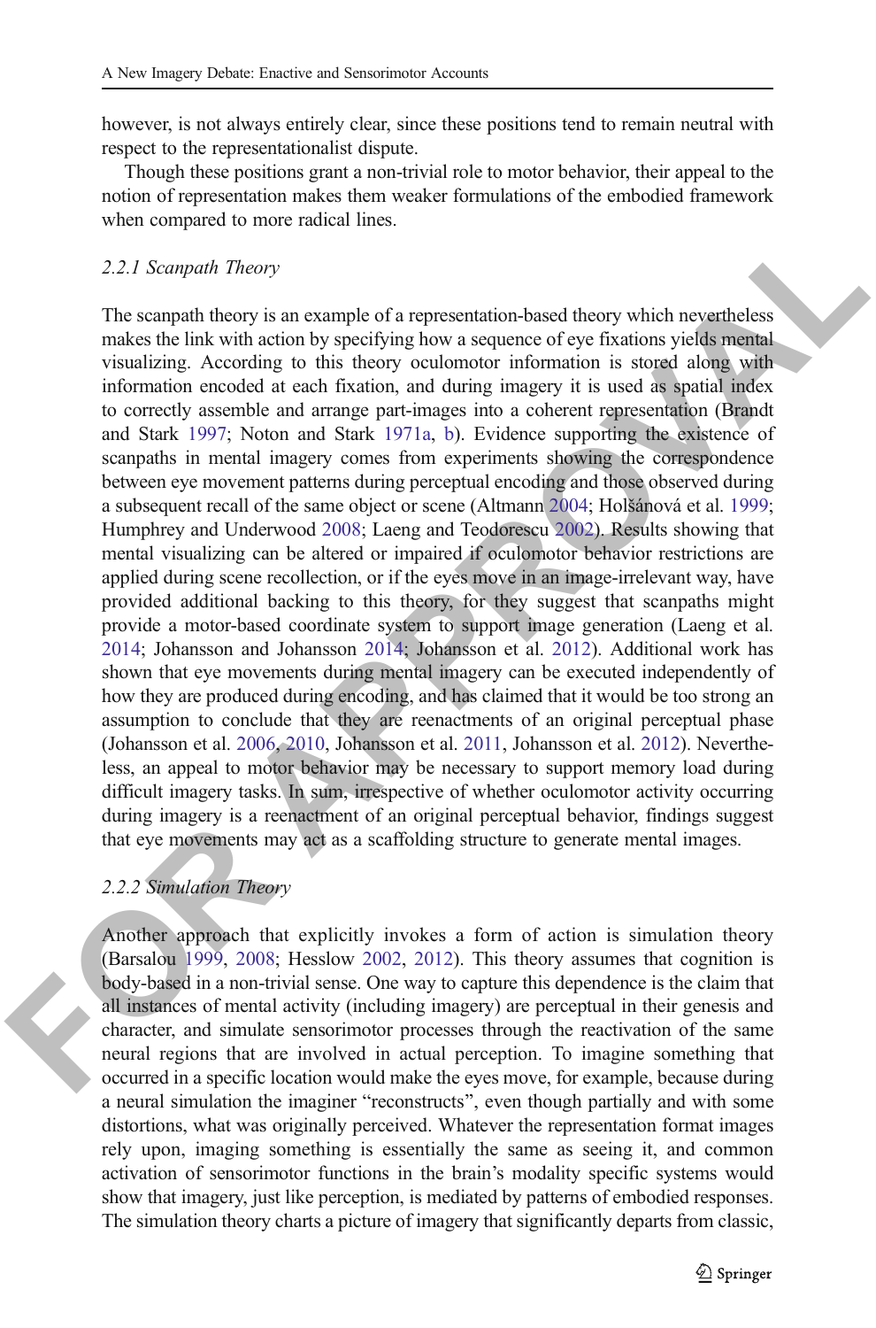however, is not always entirely clear, since these positions tend to remain neutral with respect to the representationalist dispute.

Though these positions grant a non-trivial role to motor behavior, their appeal to the notion of representation makes them weaker formulations of the embodied framework when compared to more radical lines.

### *2.2.1 Scanpath Theory*

The scanpath theory is an example of a representation-based theory which nevertheless makes the link with action by specifying how a sequence of eye fixations yields mental visualizing. According to this theory oculomotor information is stored along with information encoded at each fixation, and during imagery it is used as spatial index to correctly assemble and arrange part-images into a coherent representation (Brandt and Stark 1997; Noton and Stark 1971a, b). Evidence supporting the existence of scanpaths in mental imagery comes from experiments showing the correspondence between eye movement patterns during perceptual encoding and those observed during a subsequent recall of the same object or scene (Altmann 2004; Holšánová et al. 1999; Humphrey and Underwood 2008; Laeng and Teodorescu 2002). Results showing that mental visualizing can be altered or impaired if oculomotor behavior restrictions are applied during scene recollection, or if the eyes move in an image-irrelevant way, have provided additional backing to this theory, for they suggest that scanpaths might provide a motor-based coordinate system to support image generation (Laeng et al. 2014; Johansson and Johansson 2014; Johansson et al. 2012). Additional work has shown that eye movements during mental imagery can be executed independently of how they are produced during encoding, and has claimed that it would be too strong an assumption to conclude that they are reenactments of an original perceptual phase (Johansson et al. 2006, 2010, Johansson et al. 2011, Johansson et al. 2012). Nevertheless, an appeal to motor behavior may be necessary to support memory load during difficult imagery tasks. In sum, irrespective of whether oculomotor activity occurring during imagery is a reenactment of an original perceptual behavior, findings suggest that eye movements may act as a scaffolding structure to generate mental images.

### *2.2.2 Simulation Theory*

Another approach that explicitly invokes a form of action is simulation theory (Barsalou 1999, 2008; Hesslow 2002, 2012). This theory assumes that cognition is body-based in a non-trivial sense. One way to capture this dependence is the claim that all instances of mental activity (including imagery) are perceptual in their genesis and character, and simulate sensorimotor processes through the reactivation of the same neural regions that are involved in actual perception. To imagine something that occurred in a specific location would make the eyes move, for example, because during a neural simulation the imaginer "reconstructs", even though partially and with some distortions, what was originally perceived. Whatever the representation format images rely upon, imaging something is essentially the same as seeing it, and common activation of sensorimotor functions in the brain's modality specific systems would show that imagery, just like perception, is mediated by patterns of embodied responses. The simulation theory charts a picture of imagery that significantly departs from classic,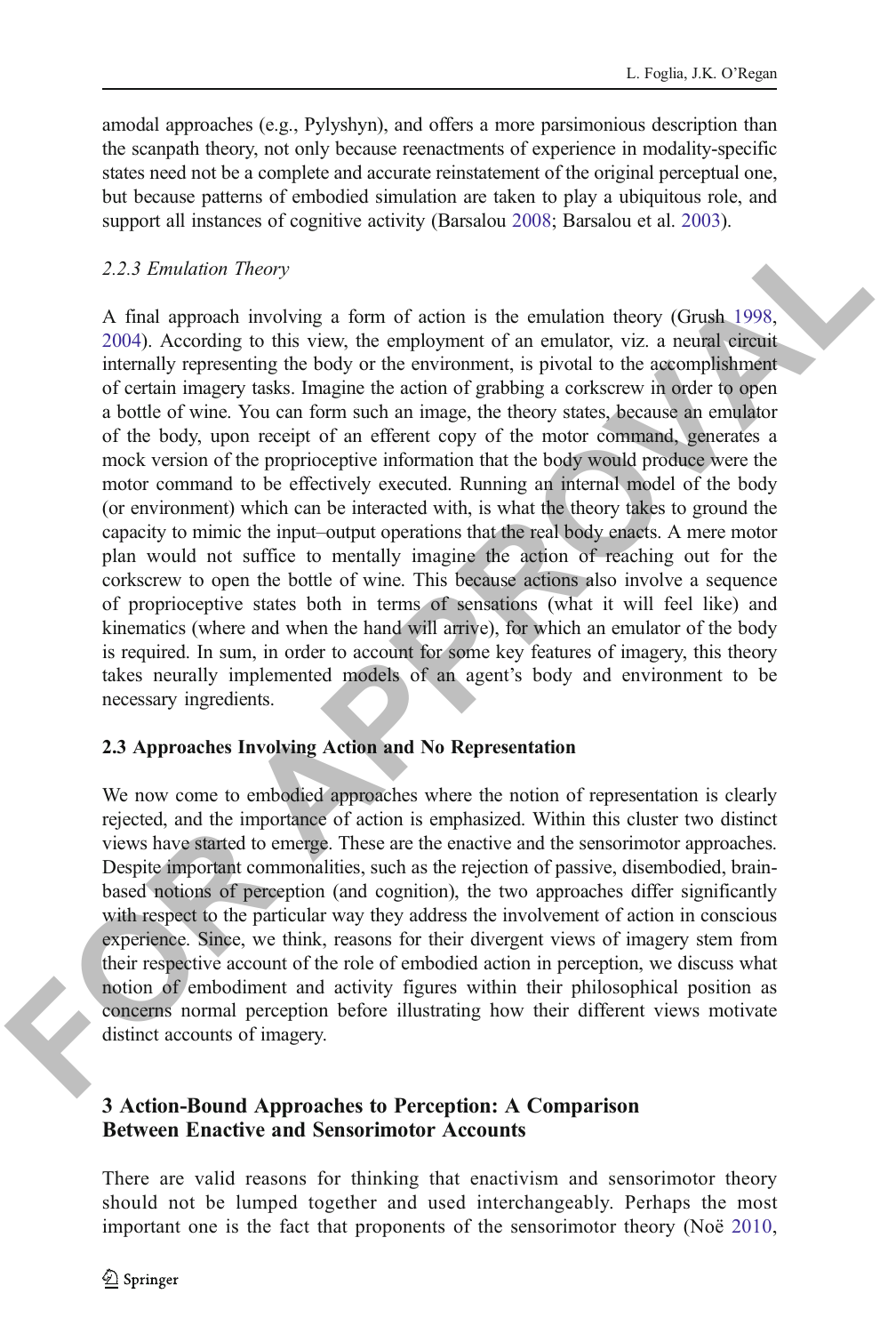amodal approaches (e.g., Pylyshyn), and offers a more parsimonious description than the scanpath theory, not only because reenactments of experience in modality-specific states need not be a complete and accurate reinstatement of the original perceptual one, but because patterns of embodied simulation are taken to play a ubiquitous role, and support all instances of cognitive activity (Barsalou 2008; Barsalou et al. 2003).

### *2.2.3 Emulation Theory*

A final approach involving a form of action is the emulation theory (Grush 1998, 2004). According to this view, the employment of an emulator, viz. a neural circuit internally representing the body or the environment, is pivotal to the accomplishment of certain imagery tasks. Imagine the action of grabbing a corkscrew in order to open a bottle of wine. You can form such an image, the theory states, because an emulator of the body, upon receipt of an efferent copy of the motor command, generates a mock version of the proprioceptive information that the body would produce were the motor command to be effectively executed. Running an internal model of the body (or environment) which can be interacted with, is what the theory takes to ground the capacity to mimic the input–output operations that the real body enacts. A mere motor plan would not suffice to mentally imagine the action of reaching out for the corkscrew to open the bottle of wine. This because actions also involve a sequence of proprioceptive states both in terms of sensations (what it will feel like) and kinematics (where and when the hand will arrive), for which an emulator of the body is required. In sum, in order to account for some key features of imagery, this theory takes neurally implemented models of an agent's body and environment to be necessary ingredients.

### 2.3 Approaches Involving Action and No Representation

We now come to embodied approaches where the notion of representation is clearly rejected, and the importance of action is emphasized. Within this cluster two distinct views have started to emerge. These are the enactive and the sensorimotor approaches. Despite important commonalities, such as the rejection of passive, disembodied, brain-based notions of perception (and cognition), the two approaches differ significantly with respect to the particular way they address the involvement of action in conscious experience. Since, we think, reasons for their divergent views of imagery stem from their respective account of the role of embodied action in perception, we discuss what notion of embodiment and activity figures within their philosophical position as concerns normal perception before illustrating how their different views motivate distinct accounts of imagery.

## 3 Action-Bound Approaches to Perception: A Comparison Between Enactive and Sensorimotor Accounts

There are valid reasons for thinking that enactivism and sensorimotor theory should not be lumped together and used interchangeably. Perhaps the most important one is the fact that proponents of the sensorimotor theory (Noë 2010,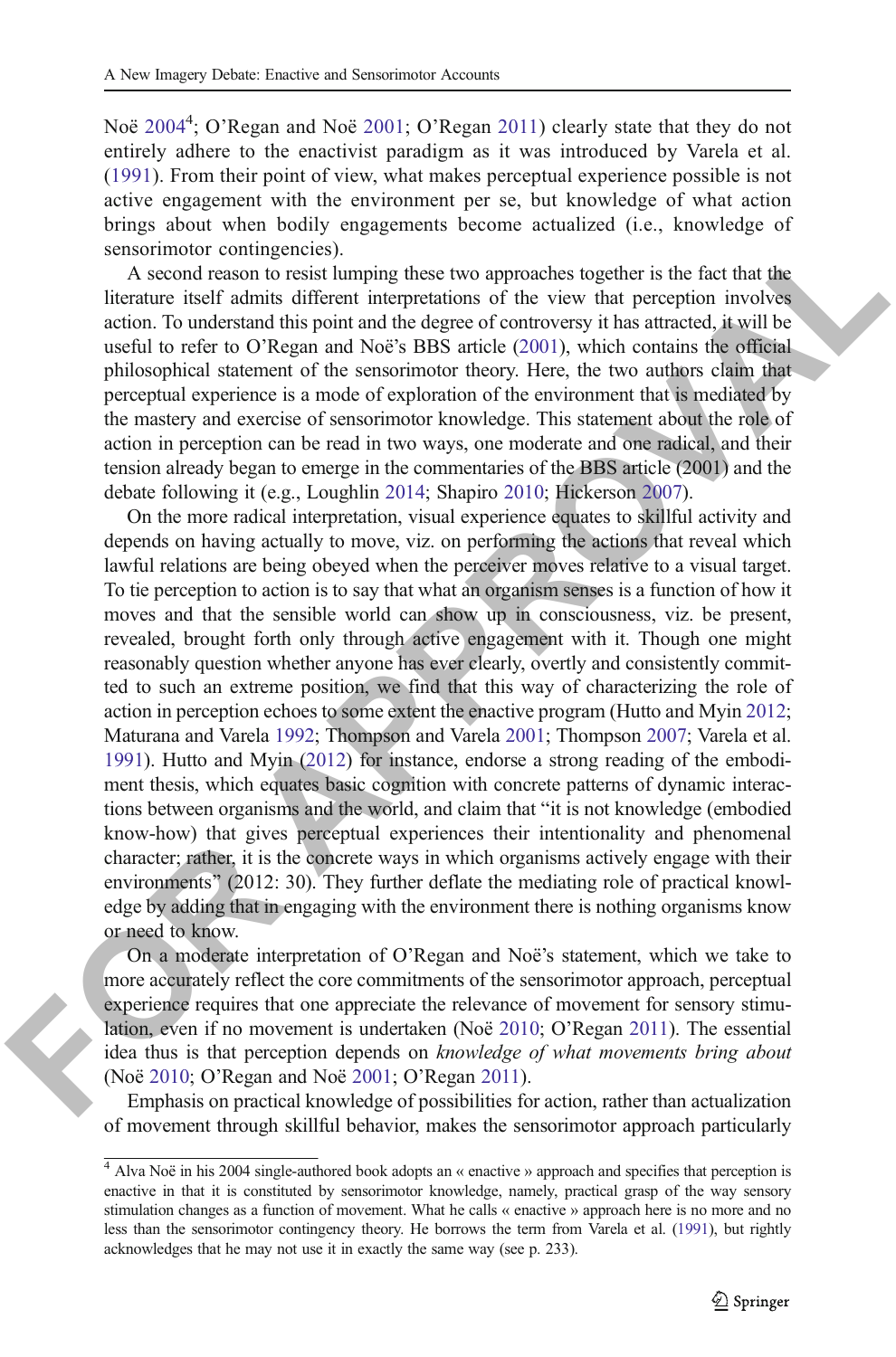Noë 2004[4]; O'Regan and Noë 2001; O'Regan 2011) clearly state that they do not entirely adhere to the enactivist paradigm as it was introduced by Varela et al. (1991). From their point of view, what makes perceptual experience possible is not active engagement with the environment per se, but knowledge of what action brings about when bodily engagements become actualized (i.e., knowledge of sensorimotor contingencies).

A second reason to resist lumping these two approaches together is the fact that the literature itself admits different interpretations of the view that perception involves action. To understand this point and the degree of controversy it has attracted, it will be useful to refer to O'Regan and Noë's BBS article (2001), which contains the official philosophical statement of the sensorimotor theory. Here, the two authors claim that perceptual experience is a mode of exploration of the environment that is mediated by the mastery and exercise of sensorimotor knowledge. This statement about the role of action in perception can be read in two ways, one moderate and one radical, and their tension already began to emerge in the commentaries of the BBS article (2001) and the debate following it (e.g., Loughlin 2014; Shapiro 2010; Hickerson 2007).

On the more radical interpretation, visual experience equates to skillful activity and depends on having actually to move, viz. on performing the actions that reveal which lawful relations are being obeyed when the perceiver moves relative to a visual target. To tie perception to action is to say that what an organism senses is a function of how it moves and that the sensible world can show up in consciousness, viz. be present, revealed, brought forth only through active engagement with it. Though one might reasonably question whether anyone has ever clearly, overtly and consistently committed to such an extreme position, we find that this way of characterizing the role of action in perception echoes to some extent the enactive program (Hutto and Myin 2012; Maturana and Varela 1992; Thompson and Varela 2001; Thompson 2007; Varela et al. 1991). Hutto and Myin (2012) for instance, endorse a strong reading of the embodiment thesis, which equates basic cognition with concrete patterns of dynamic interactions between organisms and the world, and claim that "it is not knowledge (embodied know-how) that gives perceptual experiences their intentionality and phenomenal character; rather, it is the concrete ways in which organisms actively engage with their environments" (2012: 30). They further deflate the mediating role of practical knowledge by adding that in engaging with the environment there is nothing organisms know or need to know.

On a moderate interpretation of O'Regan and Noë's statement, which we take to more accurately reflect the core commitments of the sensorimotor approach, perceptual experience requires that one appreciate the relevance of movement for sensory stimulation, even if no movement is undertaken (Noë 2010; O'Regan 2011). The essential idea thus is that perception depends on *knowledge of what movements bring about* (Noë 2010; O'Regan and Noë 2001; O'Regan 2011).

Emphasis on practical knowledge of possibilities for action, rather than actualization of movement through skillful behavior, makes the sensorimotor approach particularly

[4] Alva Noë in his 2004 single-authored book adopts an « enactive » approach and specifies that perception is enactive in that it is constituted by sensorimotor knowledge, namely, practical grasp of the way sensory stimulation changes as a function of movement. What he calls « enactive » approach here is no more and no less than the sensorimotor contingency theory. He borrows the term from Varela et al. (1991), but rightly acknowledges that he may not use it in exactly the same way (see p. 233).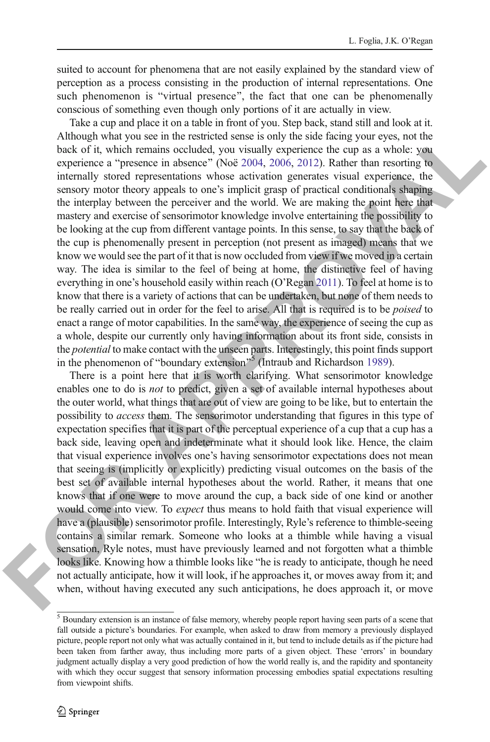suited to account for phenomena that are not easily explained by the standard view of perception as a process consisting in the production of internal representations. One such phenomenon is "virtual presence", the fact that one can be phenomenally conscious of something even though only portions of it are actually in view.

Take a cup and place it on a table in front of you. Step back, stand still and look at it. Although what you see in the restricted sense is only the side facing your eyes, not the back of it, which remains occluded, you visually experience the cup as a whole: you experience a "presence in absence" (Noë 2004, 2006, 2012). Rather than resorting to internally stored representations whose activation generates visual experience, the sensory motor theory appeals to one's implicit grasp of practical conditionals shaping the interplay between the perceiver and the world. We are making the point here that mastery and exercise of sensorimotor knowledge involve entertaining the possibility to be looking at the cup from different vantage points. In this sense, to say that the back of the cup is phenomenally present in perception (not present as imaged) means that we know we would see the part of it that is now occluded from view if we moved in a certain way. The idea is similar to the feel of being at home, the distinctive feel of having everything in one's household easily within reach (O'Regan 2011). To feel at home is to know that there is a variety of actions that can be undertaken, but none of them needs to be really carried out in order for the feel to arise. All that is required is to be *poised* to enact a range of motor capabilities. In the same way, the experience of seeing the cup as a whole, despite our currently only having information about its front side, consists in the *potential* to make contact with the unseen parts. Interestingly, this point finds support in the phenomenon of "boundary extension"[5] (Intraub and Richardson 1989).

There is a point here that it is worth clarifying. What sensorimotor knowledge enables one to do is *not* to predict, given a set of available internal hypotheses about the outer world, what things that are out of view are going to be like, but to entertain the possibility to *access* them. The sensorimotor understanding that figures in this type of expectation specifies that it is part of the perceptual experience of a cup that a cup has a back side, leaving open and indeterminate what it should look like. Hence, the claim that visual experience involves one's having sensorimotor expectations does not mean that seeing is (implicitly or explicitly) predicting visual outcomes on the basis of the best set of available internal hypotheses about the world. Rather, it means that one knows that if one were to move around the cup, a back side of one kind or another would come into view. To *expect* thus means to hold faith that visual experience will have a (plausible) sensorimotor profile. Interestingly, Ryle's reference to thimble-seeing contains a similar remark. Someone who looks at a thimble while having a visual sensation, Ryle notes, must have previously learned and not forgotten what a thimble looks like. Knowing how a thimble looks like "he is ready to anticipate, though he need not actually anticipate, how it will look, if he approaches it, or moves away from it; and when, without having executed any such anticipations, he does approach it, or move

---

[5] Boundary extension is an instance of false memory, whereby people report having seen parts of a scene that fall outside a picture's boundaries. For example, when asked to draw from memory a previously displayed picture, people report not only what was actually contained in it, but tend to include details as if the picture had been taken from farther away, thus including more parts of a given object. These 'errors' in boundary judgment actually display a very good prediction of how the world really is, and the rapidity and spontaneity with which they occur suggest that sensory information processing embodies spatial expectations resulting from viewpoint shifts.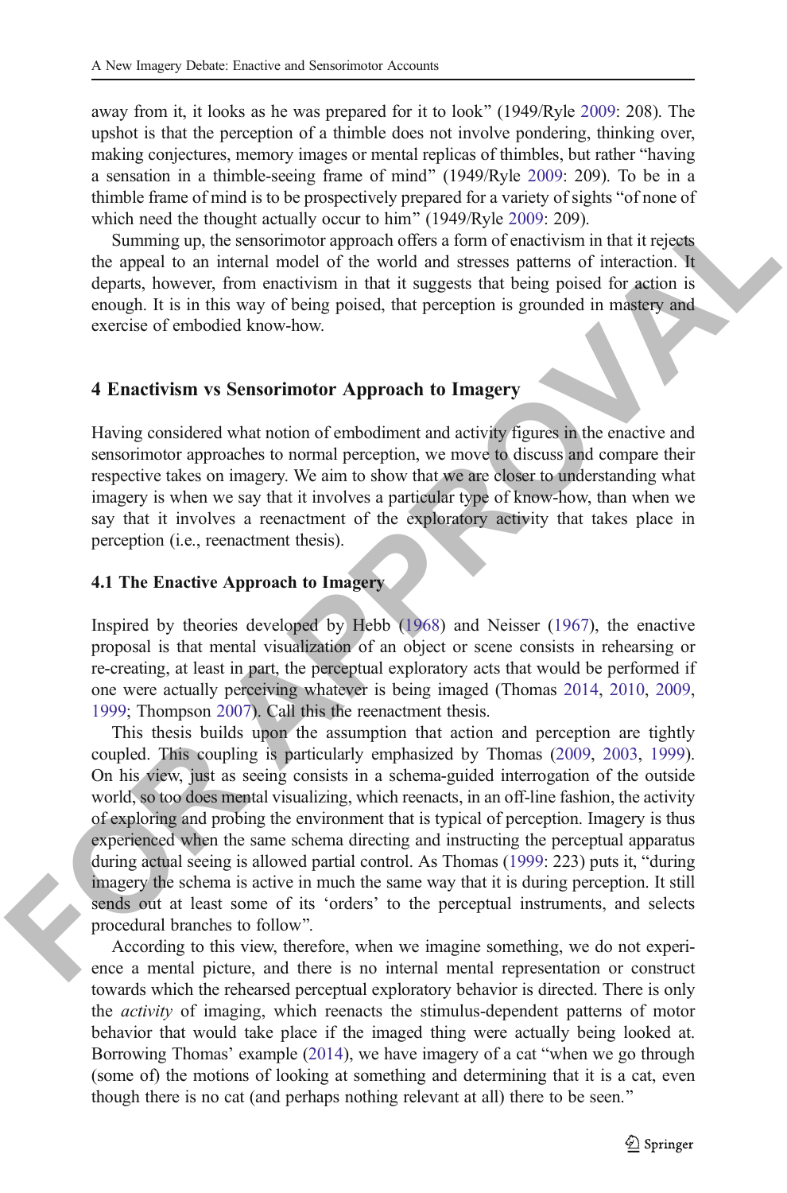away from it, it looks as he was prepared for it to look" (1949/Ryle 2009: 208). The upshot is that the perception of a thimble does not involve pondering, thinking over, making conjectures, memory images or mental replicas of thimbles, but rather "having a sensation in a thimble-seeing frame of mind" (1949/Ryle 2009: 209). To be in a thimble frame of mind is to be prospectively prepared for a variety of sights "of none of which need the thought actually occur to him" (1949/Ryle 2009: 209).

Summing up, the sensorimotor approach offers a form of enactivism in that it rejects the appeal to an internal model of the world and stresses patterns of interaction. It departs, however, from enactivism in that it suggests that being poised for action is enough. It is in this way of being poised, that perception is grounded in mastery and exercise of embodied know-how.

## 4 Enactivism vs Sensorimotor Approach to Imagery

Having considered what notion of embodiment and activity figures in the enactive and sensorimotor approaches to normal perception, we move to discuss and compare their respective takes on imagery. We aim to show that we are closer to understanding what imagery is when we say that it involves a particular type of know-how, than when we say that it involves a reenactment of the exploratory activity that takes place in perception (i.e., reenactment thesis).

### 4.1 The Enactive Approach to Imagery

Inspired by theories developed by Hebb (1968) and Neisser (1967), the enactive proposal is that mental visualization of an object or scene consists in rehearsing or re-creating, at least in part, the perceptual exploratory acts that would be performed if one were actually perceiving whatever is being imaged (Thomas 2014, 2010, 2009, 1999; Thompson 2007). Call this the reenactment thesis.

This thesis builds upon the assumption that action and perception are tightly coupled. This coupling is particularly emphasized by Thomas (2009, 2003, 1999). On his view, just as seeing consists in a schema-guided interrogation of the outside world, so too does mental visualizing, which reenacts, in an off-line fashion, the activity of exploring and probing the environment that is typical of perception. Imagery is thus experienced when the same schema directing and instructing the perceptual apparatus during actual seeing is allowed partial control. As Thomas (1999: 223) puts it, "during imagery the schema is active in much the same way that it is during perception. It still sends out at least some of its 'orders' to the perceptual instruments, and selects procedural branches to follow".

According to this view, therefore, when we imagine something, we do not experience a mental picture, and there is no internal mental representation or construct towards which the rehearsed perceptual exploratory behavior is directed. There is only the *activity* of imaging, which reenacts the stimulus-dependent patterns of motor behavior that would take place if the imaged thing were actually being looked at. Borrowing Thomas' example (2014), we have imagery of a cat "when we go through (some of) the motions of looking at something and determining that it is a cat, even though there is no cat (and perhaps nothing relevant at all) there to be seen."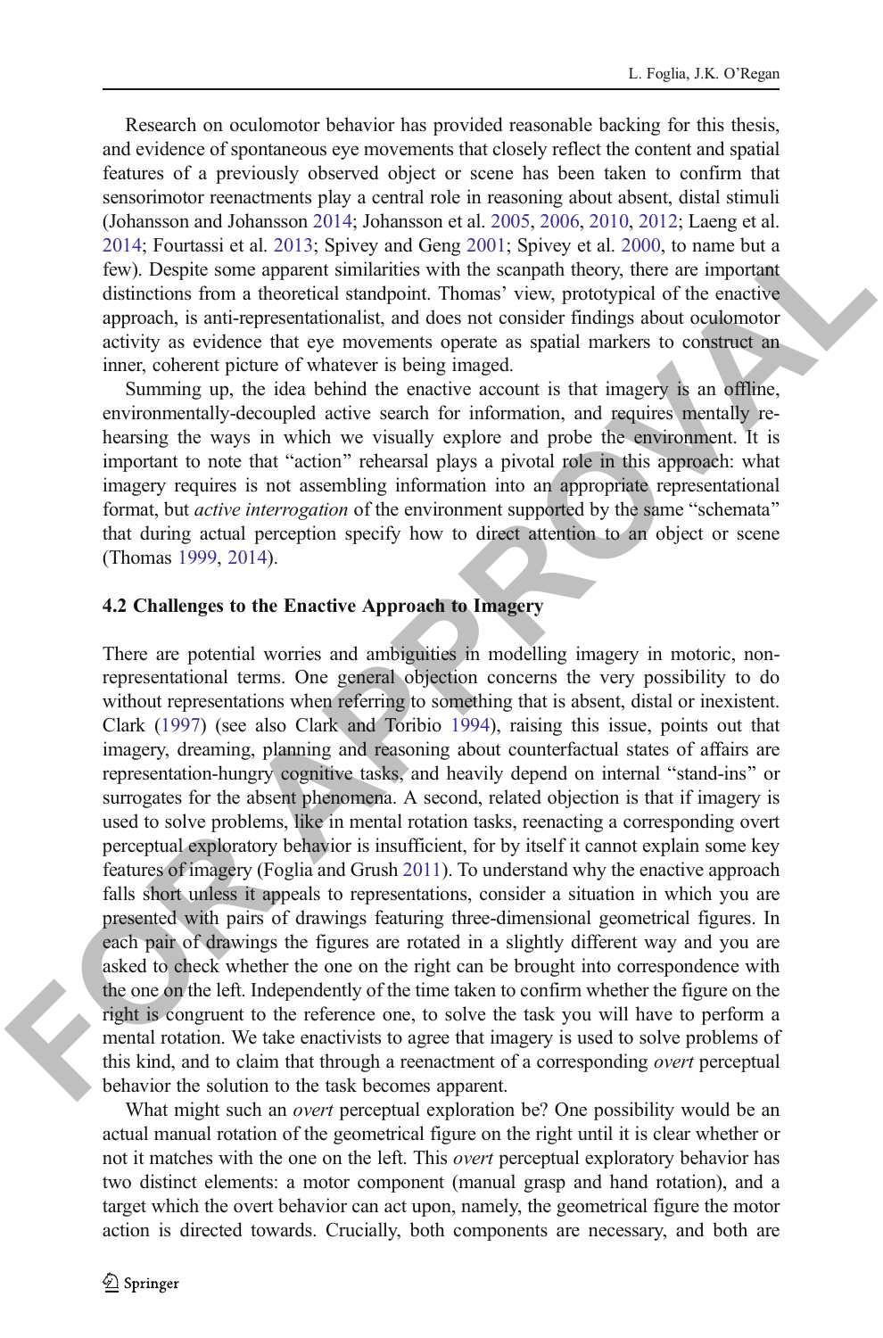Research on oculomotor behavior has provided reasonable backing for this thesis, and evidence of spontaneous eye movements that closely reflect the content and spatial features of a previously observed object or scene has been taken to confirm that sensorimotor reenactments play a central role in reasoning about absent, distal stimuli (Johansson and Johansson 2014; Johansson et al. 2005, 2006, 2010, 2012; Laeng et al. 2014; Fourtassi et al. 2013; Spivey and Geng 2001; Spivey et al. 2000, to name but a few). Despite some apparent similarities with the scanpath theory, there are important distinctions from a theoretical standpoint. Thomas' view, prototypical of the enactive approach, is anti-representationalist, and does not consider findings about oculomotor activity as evidence that eye movements operate as spatial markers to construct an inner, coherent picture of whatever is being imaged.

Summing up, the idea behind the enactive account is that imagery is an offline, environmentally-decoupled active search for information, and requires mentally rehearsing the ways in which we visually explore and probe the environment. It is important to note that "action" rehearsal plays a pivotal role in this approach: what imagery requires is not assembling information into an appropriate representational format, but *active interrogation* of the environment supported by the same "schemata" that during actual perception specify how to direct attention to an object or scene (Thomas 1999, 2014).

### 4.2 Challenges to the Enactive Approach to Imagery

There are potential worries and ambiguities in modelling imagery in motoric, non-representational terms. One general objection concerns the very possibility to do without representations when referring to something that is absent, distal or inexistent. Clark (1997) (see also Clark and Toribio 1994), raising this issue, points out that imagery, dreaming, planning and reasoning about counterfactual states of affairs are representation-hungry cognitive tasks, and heavily depend on internal "stand-ins" or surrogates for the absent phenomena. A second, related objection is that if imagery is used to solve problems, like in mental rotation tasks, reenacting a corresponding overt perceptual exploratory behavior is insufficient, for by itself it cannot explain some key features of imagery (Foglia and Grush 2011). To understand why the enactive approach falls short unless it appeals to representations, consider a situation in which you are presented with pairs of drawings featuring three-dimensional geometrical figures. In each pair of drawings the figures are rotated in a slightly different way and you are asked to check whether the one on the right can be brought into correspondence with the one on the left. Independently of the time taken to confirm whether the figure on the right is congruent to the reference one, to solve the task you will have to perform a mental rotation. We take enactivists to agree that imagery is used to solve problems of this kind, and to claim that through a reenactment of a corresponding *overt* perceptual behavior the solution to the task becomes apparent.

What might such an *overt* perceptual exploration be? One possibility would be an actual manual rotation of the geometrical figure on the right until it is clear whether or not it matches with the one on the left. This *overt* perceptual exploratory behavior has two distinct elements: a motor component (manual grasp and hand rotation), and a target which the overt behavior can act upon, namely, the geometrical figure the motor action is directed towards. Crucially, both components are necessary, and both are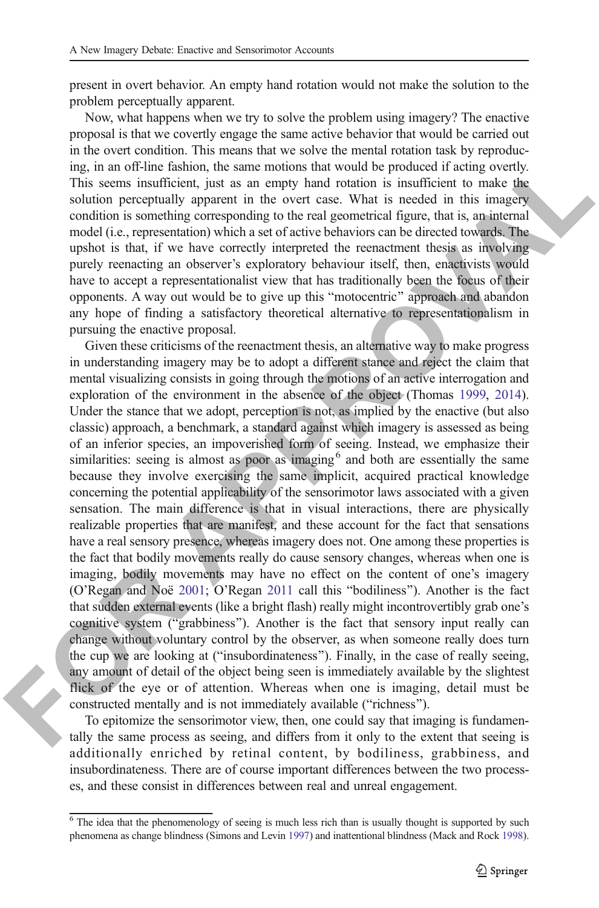present in overt behavior. An empty hand rotation would not make the solution to the problem perceptually apparent.

Now, what happens when we try to solve the problem using imagery? The enactive proposal is that we covertly engage the same active behavior that would be carried out in the overt condition. This means that we solve the mental rotation task by reproducing, in an off-line fashion, the same motions that would be produced if acting overtly. This seems insufficient, just as an empty hand rotation is insufficient to make the solution perceptually apparent in the overt case. What is needed in this imagery condition is something corresponding to the real geometrical figure, that is, an internal model (i.e., representation) which a set of active behaviors can be directed towards. The upshot is that, if we have correctly interpreted the reenactment thesis as involving purely reenacting an observer's exploratory behaviour itself, then, enactivists would have to accept a representationalist view that has traditionally been the focus of their opponents. A way out would be to give up this "motocentric" approach and abandon any hope of finding a satisfactory theoretical alternative to representationalism in pursuing the enactive proposal.

Given these criticisms of the reenactment thesis, an alternative way to make progress in understanding imagery may be to adopt a different stance and reject the claim that mental visualizing consists in going through the motions of an active interrogation and exploration of the environment in the absence of the object (Thomas 1999, 2014). Under the stance that we adopt, perception is not, as implied by the enactive (but also classic) approach, a benchmark, a standard against which imagery is assessed as being of an inferior species, an impoverished form of seeing. Instead, we emphasize their similarities: seeing is almost as poor as imaging[6] and both are essentially the same because they involve exercising the same implicit, acquired practical knowledge concerning the potential applicability of the sensorimotor laws associated with a given sensation. The main difference is that in visual interactions, there are physically realizable properties that are manifest, and these account for the fact that sensations have a real sensory presence, whereas imagery does not. One among these properties is the fact that bodily movements really do cause sensory changes, whereas when one is imaging, bodily movements may have no effect on the content of one's imagery (O'Regan and Noë 2001; O'Regan 2011 call this "bodiliness"). Another is the fact that sudden external events (like a bright flash) really might incontrovertibly grab one's cognitive system ("grabbiness"). Another is the fact that sensory input really can change without voluntary control by the observer, as when someone really does turn the cup we are looking at ("insubordinateness"). Finally, in the case of really seeing, any amount of detail of the object being seen is immediately available by the slightest flick of the eye or of attention. Whereas when one is imaging, detail must be constructed mentally and is not immediately available ("richness").

To epitomize the sensorimotor view, then, one could say that imaging is fundamentally the same process as seeing, and differs from it only to the extent that seeing is additionally enriched by retinal content, by bodiliness, grabbiness, and insubordinateness. There are of course important differences between the two processes, and these consist in differences between real and unreal engagement.

---

[6] The idea that the phenomenology of seeing is much less rich than is usually thought is supported by such phenomena as change blindness (Simons and Levin 1997) and inattentional blindness (Mack and Rock 1998).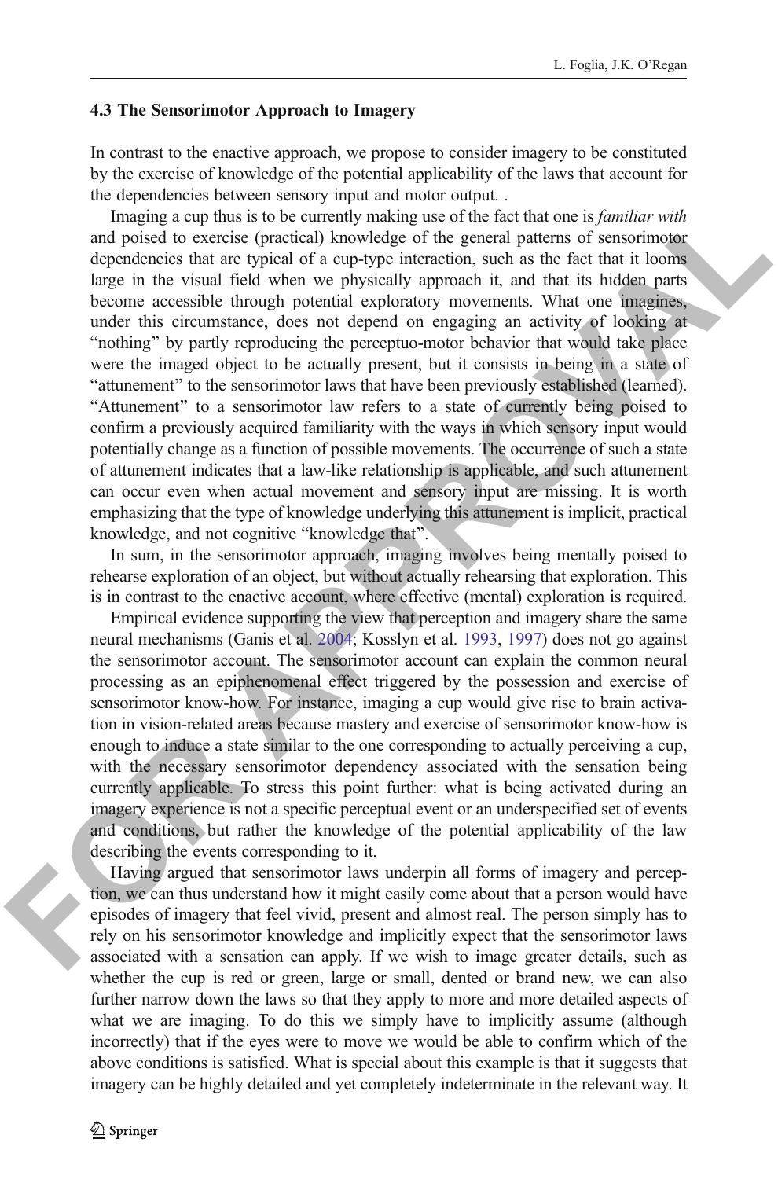### 4.3 The Sensorimotor Approach to Imagery

In contrast to the enactive approach, we propose to consider imagery to be constituted by the exercise of knowledge of the potential applicability of the laws that account for the dependencies between sensory input and motor output. .

Imaging a cup thus is to be currently making use of the fact that one is *familiar with* and poised to exercise (practical) knowledge of the general patterns of sensorimotor dependencies that are typical of a cup-type interaction, such as the fact that it looms large in the visual field when we physically approach it, and that its hidden parts become accessible through potential exploratory movements. What one imagines, under this circumstance, does not depend on engaging an activity of looking at "nothing" by partly reproducing the perceptuo-motor behavior that would take place were the imaged object to be actually present, but it consists in being in a state of "attunement" to the sensorimotor laws that have been previously established (learned). "Attunement" to a sensorimotor law refers to a state of currently being poised to confirm a previously acquired familiarity with the ways in which sensory input would potentially change as a function of possible movements. The occurrence of such a state of attunement indicates that a law-like relationship is applicable, and such attunement can occur even when actual movement and sensory input are missing. It is worth emphasizing that the type of knowledge underlying this attunement is implicit, practical knowledge, and not cognitive "knowledge that".

In sum, in the sensorimotor approach, imaging involves being mentally poised to rehearse exploration of an object, but without actually rehearsing that exploration. This is in contrast to the enactive account, where effective (mental) exploration is required.

Empirical evidence supporting the view that perception and imagery share the same neural mechanisms (Ganis et al. 2004; Kosslyn et al. 1993, 1997) does not go against the sensorimotor account. The sensorimotor account can explain the common neural processing as an epiphenomenal effect triggered by the possession and exercise of sensorimotor know-how. For instance, imaging a cup would give rise to brain activation in vision-related areas because mastery and exercise of sensorimotor know-how is enough to induce a state similar to the one corresponding to actually perceiving a cup, with the necessary sensorimotor dependency associated with the sensation being currently applicable. To stress this point further: what is being activated during an imagery experience is not a specific perceptual event or an underspecified set of events and conditions, but rather the knowledge of the potential applicability of the law describing the events corresponding to it.

Having argued that sensorimotor laws underpin all forms of imagery and perception, we can thus understand how it might easily come about that a person would have episodes of imagery that feel vivid, present and almost real. The person simply has to rely on his sensorimotor knowledge and implicitly expect that the sensorimotor laws associated with a sensation can apply. If we wish to image greater details, such as whether the cup is red or green, large or small, dented or brand new, we can also further narrow down the laws so that they apply to more and more detailed aspects of what we are imaging. To do this we simply have to implicitly assume (although incorrectly) that if the eyes were to move we would be able to confirm which of the above conditions is satisfied. What is special about this example is that it suggests that imagery can be highly detailed and yet completely indeterminate in the relevant way. It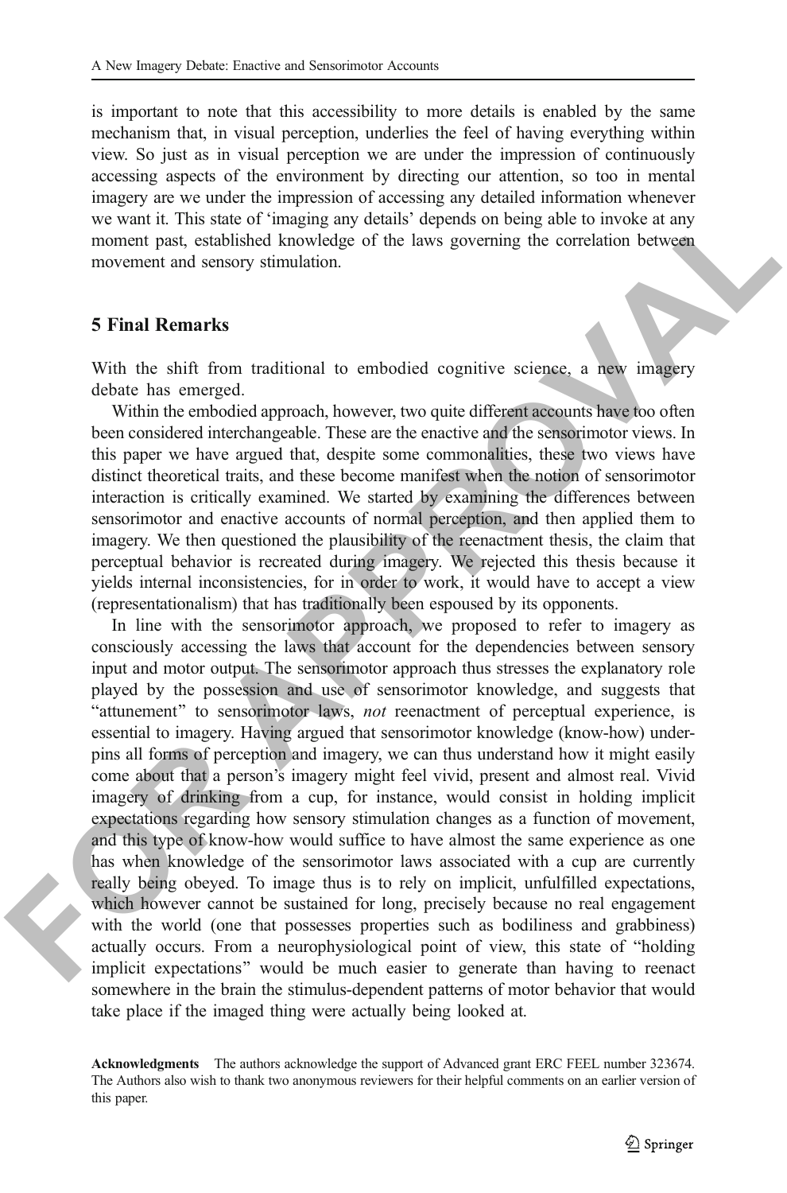is important to note that this accessibility to more details is enabled by the same mechanism that, in visual perception, underlies the feel of having everything within view. So just as in visual perception we are under the impression of continuously accessing aspects of the environment by directing our attention, so too in mental imagery are we under the impression of accessing any detailed information whenever we want it. This state of 'imaging any details' depends on being able to invoke at any moment past, established knowledge of the laws governing the correlation between movement and sensory stimulation.

## 5 Final Remarks

With the shift from traditional to embodied cognitive science, a new imagery debate has emerged.

Within the embodied approach, however, two quite different accounts have too often been considered interchangeable. These are the enactive and the sensorimotor views. In this paper we have argued that, despite some commonalities, these two views have distinct theoretical traits, and these become manifest when the notion of sensorimotor interaction is critically examined. We started by examining the differences between sensorimotor and enactive accounts of normal perception, and then applied them to imagery. We then questioned the plausibility of the reenactment thesis, the claim that perceptual behavior is recreated during imagery. We rejected this thesis because it yields internal inconsistencies, for in order to work, it would have to accept a view (representationalism) that has traditionally been espoused by its opponents.

In line with the sensorimotor approach, we proposed to refer to imagery as consciously accessing the laws that account for the dependencies between sensory input and motor output. The sensorimotor approach thus stresses the explanatory role played by the possession and use of sensorimotor knowledge, and suggests that "attunement" to sensorimotor laws, *not* reenactment of perceptual experience, is essential to imagery. Having argued that sensorimotor knowledge (know-how) underpins all forms of perception and imagery, we can thus understand how it might easily come about that a person's imagery might feel vivid, present and almost real. Vivid imagery of drinking from a cup, for instance, would consist in holding implicit expectations regarding how sensory stimulation changes as a function of movement, and this type of know-how would suffice to have almost the same experience as one has when knowledge of the sensorimotor laws associated with a cup are currently really being obeyed. To image thus is to rely on implicit, unfulfilled expectations, which however cannot be sustained for long, precisely because no real engagement with the world (one that possesses properties such as bodiliness and grabbiness) actually occurs. From a neurophysiological point of view, this state of "holding implicit expectations" would be much easier to generate than having to reenact somewhere in the brain the stimulus-dependent patterns of motor behavior that would take place if the imaged thing were actually being looked at.

**Acknowledgments** The authors acknowledge the support of Advanced grant ERC FEEL number 323674. The Authors also wish to thank two anonymous reviewers for their helpful comments on an earlier version of this paper.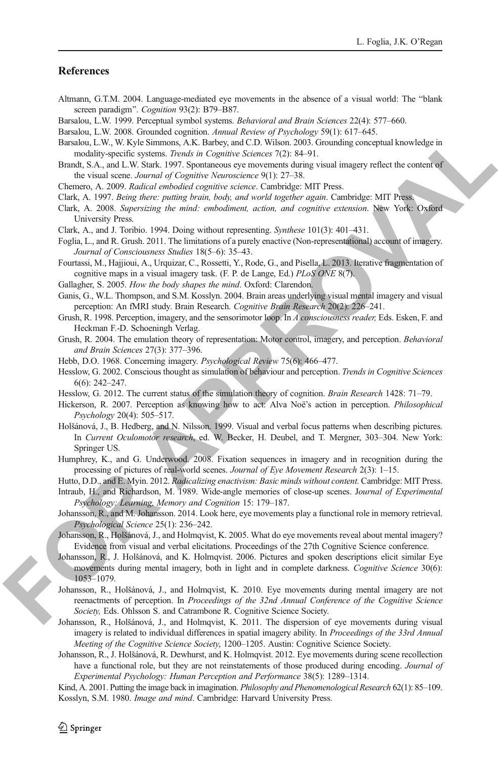## References

Altmann, G.T.M. 2004. Language-mediated eye movements in the absence of a visual world: The "blank screen paradigm". *Cognition* 93(2): B79–B87.

Barsalou, L.W. 1999. Perceptual symbol systems. *Behavioral and Brain Sciences* 22(4): 577–660.

Barsalou, L.W. 2008. Grounded cognition. *Annual Review of Psychology* 59(1): 617–645.

Barsalou, L.W., W. Kyle Simmons, A.K. Barbey, and C.D. Wilson. 2003. Grounding conceptual knowledge in modality-specific systems. *Trends in Cognitive Sciences* 7(2): 84–91.

Brandt, S.A., and L.W. Stark. 1997. Spontaneous eye movements during visual imagery reflect the content of the visual scene. *Journal of Cognitive Neuroscience* 9(1): 27–38.

Chemero, A. 2009. *Radical embodied cognitive science*. Cambridge: MIT Press.

Clark, A. 1997. *Being there: putting brain, body, and world together again*. Cambridge: MIT Press.

Clark, A. 2008. *Supersizing the mind: embodiment, action, and cognitive extension*. New York: Oxford University Press.

Clark, A., and J. Toribio. 1994. Doing without representing. *Synthese* 101(3): 401–431.

Foglia, L., and R. Grush. 2011. The limitations of a purely enactive (Non-representational) account of imagery. *Journal of Consciousness Studies* 18(5–6): 35–43.

Fourtassi, M., Hajjioui, A., Urquizar, C., Rossetti, Y., Rode, G., and Pisella, L. 2013. Iterative fragmentation of cognitive maps in a visual imagery task. (F. P. de Lange, Ed.) *PLoS ONE* 8(7).

Gallagher, S. 2005. *How the body shapes the mind*. Oxford: Clarendon.

Ganis, G., W.L. Thompson, and S.M. Kosslyn. 2004. Brain areas underlying visual mental imagery and visual perception: An fMRI study. Brain Research. *Cognitive Brain Research* 20(2): 226–241.

Grush, R. 1998. Perception, imagery, and the sensorimotor loop. In *A consciousness reader,* Eds. Esken, F. and Heckman F.-D. Schoeningh Verlag.

Grush, R. 2004. The emulation theory of representation: Motor control, imagery, and perception. *Behavioral and Brain Sciences* 27(3): 377–396.

Hebb, D.O. 1968. Concerning imagery. *Psychological Review* 75(6): 466–477.

Hesslow, G. 2002. Conscious thought as simulation of behaviour and perception. *Trends in Cognitive Sciences* 6(6): 242–247.

Hesslow, G. 2012. The current status of the simulation theory of cognition. *Brain Research* 1428: 71–79.

Hickerson, R. 2007. Perception as knowing how to act: Alva Noë's action in perception. *Philosophical Psychology* 20(4): 505–517.

Holšánová, J., B. Hedberg, and N. Nilsson. 1999. Visual and verbal focus patterns when describing pictures. In *Current Oculomotor research*, ed. W. Becker, H. Deubel, and T. Mergner, 303–304. New York: Springer US.

Humphrey, K., and G. Underwood. 2008. Fixation sequences in imagery and in recognition during the processing of pictures of real-world scenes. *Journal of Eye Movement Research* 2(3): 1–15.

Hutto, D.D., and E. Myin. 2012. *Radicalizing enactivism: Basic minds without content*. Cambridge: MIT Press.

Intraub, H., and Richardson, M. 1989. Wide-angle memories of close-up scenes. J*ournal of Experimental Psychology: Learning, Memory and Cognition* 15: 179–187.

Johansson, R., and M. Johansson. 2014. Look here, eye movements play a functional role in memory retrieval. *Psychological Science* 25(1): 236–242.

Johansson, R., Holšánová, J., and Holmqvist, K. 2005. What do eye movements reveal about mental imagery? Evidence from visual and verbal elicitations. Proceedings of the 27th Cognitive Science conference.

Johansson, R., J. Holšánová, and K. Holmqvist. 2006. Pictures and spoken descriptions elicit similar Eye movements during mental imagery, both in light and in complete darkness. *Cognitive Science* 30(6): 1053–1079.

Johansson, R., Holšánová, J., and Holmqvist, K. 2010. Eye movements during mental imagery are not reenactments of perception. In *Proceedings of the 32nd Annual Conference of the Cognitive Science Society,* Eds. Ohlsson S. and Catrambone R. Cognitive Science Society.

Johansson, R., Holšánová, J., and Holmqvist, K. 2011. The dispersion of eye movements during visual imagery is related to individual differences in spatial imagery ability. In *Proceedings of the 33rd Annual Meeting of the Cognitive Science Society*, 1200–1205. Austin: Cognitive Science Society.

Johansson, R., J. Holšánová, R. Dewhurst, and K. Holmqvist. 2012. Eye movements during scene recollection have a functional role, but they are not reinstatements of those produced during encoding. *Journal of Experimental Psychology: Human Perception and Performance* 38(5): 1289–1314.

Kind, A. 2001. Putting the image back in imagination. *Philosophy and Phenomenological Research* 62(1): 85–109.

Kosslyn, S.M. 1980. *Image and mind*. Cambridge: Harvard University Press.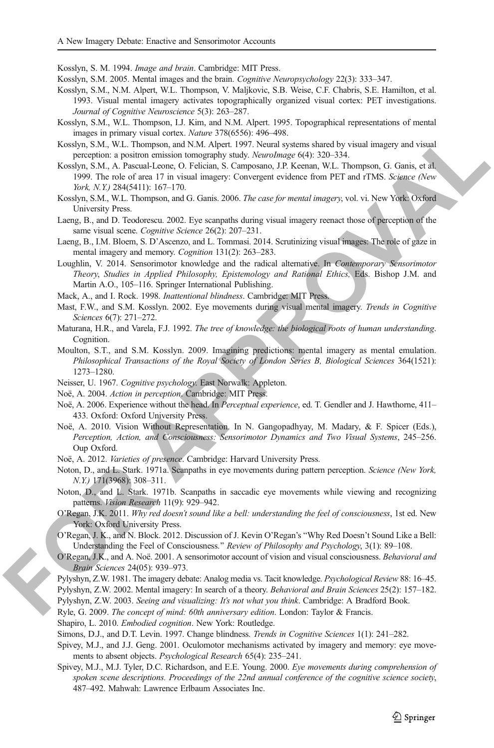Kosslyn, S. M. 1994. *Image and brain*. Cambridge: MIT Press.

Kosslyn, S.M. 2005. Mental images and the brain. *Cognitive Neuropsychology* 22(3): 333–347.

Kosslyn, S.M., N.M. Alpert, W.L. Thompson, V. Maljkovic, S.B. Weise, C.F. Chabris, S.E. Hamilton, et al. 1993. Visual mental imagery activates topographically organized visual cortex: PET investigations. *Journal of Cognitive Neuroscience* 5(3): 263–287.

Kosslyn, S.M., W.L. Thompson, I.J. Kim, and N.M. Alpert. 1995. Topographical representations of mental images in primary visual cortex. *Nature* 378(6556): 496–498.

Kosslyn, S.M., W.L. Thompson, and N.M. Alpert. 1997. Neural systems shared by visual imagery and visual perception: a positron emission tomography study. *NeuroImage* 6(4): 320–334.

Kosslyn, S.M., A. Pascual-Leone, O. Felician, S. Camposano, J.P. Keenan, W.L. Thompson, G. Ganis, et al. 1999. The role of area 17 in visual imagery: Convergent evidence from PET and rTMS. *Science (New York, N.Y.)* 284(5411): 167–170.

Kosslyn, S.M., W.L. Thompson, and G. Ganis. 2006. *The case for mental imagery*, vol. vi. New York: Oxford University Press.

Laeng, B., and D. Teodorescu. 2002. Eye scanpaths during visual imagery reenact those of perception of the same visual scene. *Cognitive Science* 26(2): 207–231.

Laeng, B., I.M. Bloem, S. D'Ascenzo, and L. Tommasi. 2014. Scrutinizing visual images: The role of gaze in mental imagery and memory. *Cognition* 131(2): 263–283.

Loughlin, V. 2014. Sensorimotor knowledge and the radical alternative. In *Contemporary Sensorimotor Theory, Studies in Applied Philosophy, Epistemology and Rational Ethics,* Eds. Bishop J.M. and Martin A.O., 105–116. Springer International Publishing.

Mack, A., and I. Rock. 1998. *Inattentional blindness*. Cambridge: MIT Press.

Mast, F.W., and S.M. Kosslyn. 2002. Eye movements during visual mental imagery. *Trends in Cognitive Sciences* 6(7): 271–272.

Maturana, H.R., and Varela, F.J. 1992. *The tree of knowledge: the biological roots of human understanding*. Cognition.

Moulton, S.T., and S.M. Kosslyn. 2009. Imagining predictions: mental imagery as mental emulation. *Philosophical Transactions of the Royal Society of London Series B, Biological Sciences* 364(1521): 1273–1280.

Neisser, U. 1967. *Cognitive psychology*. East Norwalk: Appleton.

Noë, A. 2004. *Action in perception*. Cambridge: MIT Press.

Noë, A. 2006. Experience without the head. In *Perceptual experience*, ed. T. Gendler and J. Hawthorne, 411–433. Oxford: Oxford University Press.

Noë, A. 2010. Vision Without Representation. In N. Gangopadhyay, M. Madary, & F. Spicer (Eds.), *Perception, Action, and Consciousness: Sensorimotor Dynamics and Two Visual Systems*, 245–256. Oup Oxford.

Noë, A. 2012. *Varieties of presence*. Cambridge: Harvard University Press.

Noton, D., and L. Stark. 1971a. Scanpaths in eye movements during pattern perception. *Science (New York, N.Y.)* 171(3968): 308–311.

Noton, D., and L. Stark. 1971b. Scanpaths in saccadic eye movements while viewing and recognizing patterns. *Vision Research* 11(9): 929–942.

O'Regan, J.K. 2011. *Why red doesn't sound like a bell: understanding the feel of consciousness*, 1st ed. New York: Oxford University Press.

O'Regan, J. K., and N. Block. 2012. Discussion of J. Kevin O'Regan's "Why Red Doesn't Sound Like a Bell: Understanding the Feel of Consciousness." *Review of Philosophy and Psychology*, 3(1): 89–108.

O'Regan, J.K., and A. Noë. 2001. A sensorimotor account of vision and visual consciousness. *Behavioral and Brain Sciences* 24(05): 939–973.

Pylyshyn, Z.W. 1981. The imagery debate: Analog media vs. Tacit knowledge. *Psychological Review* 88: 16–45.

Pylyshyn, Z.W. 2002. Mental imagery: In search of a theory. *Behavioral and Brain Sciences* 25(2): 157–182.

Pylyshyn, Z.W. 2003. *Seeing and visualizing: It's not what you think*. Cambridge: A Bradford Book.

Ryle, G. 2009. *The concept of mind: 60th anniversary edition*. London: Taylor & Francis.

Shapiro, L. 2010. *Embodied cognition*. New York: Routledge.

Simons, D.J., and D.T. Levin. 1997. Change blindness. *Trends in Cognitive Sciences* 1(1): 241–282.

Spivey, M.J., and J.J. Geng. 2001. Oculomotor mechanisms activated by imagery and memory: eye movements to absent objects. *Psychological Research* 65(4): 235–241.

Spivey, M.J., M.J. Tyler, D.C. Richardson, and E.E. Young. 2000. *Eye movements during comprehension of spoken scene descriptions. Proceedings of the 22nd annual conference of the cognitive science society*, 487–492. Mahwah: Lawrence Erlbaum Associates Inc.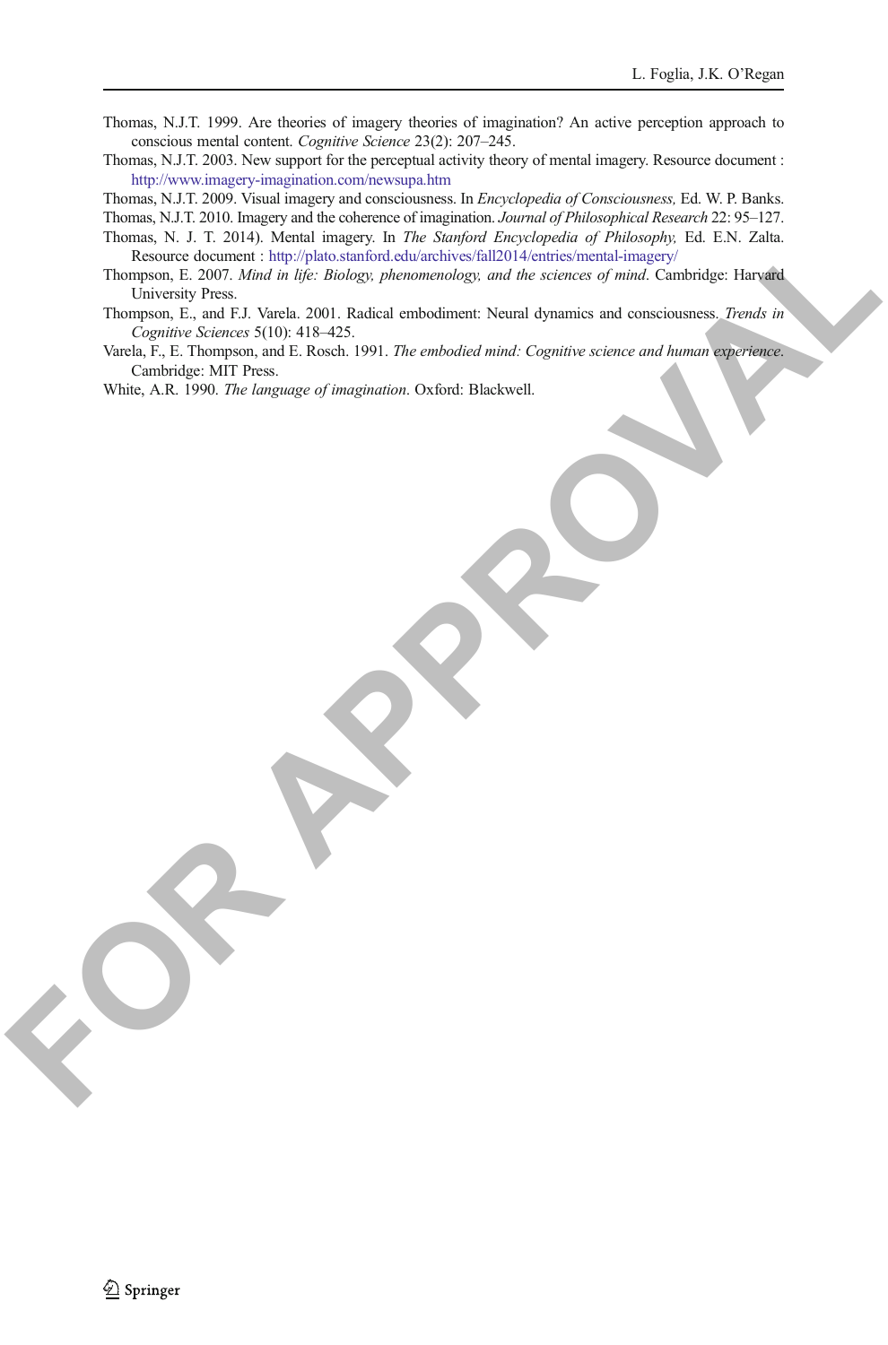Thomas, N.J.T. 1999. Are theories of imagery theories of imagination? An active perception approach to conscious mental content. *Cognitive Science* 23(2): 207–245.

Thomas, N.J.T. 2003. New support for the perceptual activity theory of mental imagery. Resource document : http://www.imagery-imagination.com/newsupa.htm

Thomas, N.J.T. 2009. Visual imagery and consciousness. In *Encyclopedia of Consciousness,* Ed. W. P. Banks.

Thomas, N.J.T. 2010. Imagery and the coherence of imagination. *Journal of Philosophical Research* 22: 95–127.

Thomas, N. J. T. 2014). Mental imagery. In *The Stanford Encyclopedia of Philosophy,* Ed. E.N. Zalta. Resource document : http://plato.stanford.edu/archives/fall2014/entries/mental-imagery/

Thompson, E. 2007. *Mind in life: Biology, phenomenology, and the sciences of mind*. Cambridge: Harvard University Press.

Thompson, E., and F.J. Varela. 2001. Radical embodiment: Neural dynamics and consciousness. *Trends in Cognitive Sciences* 5(10): 418–425.

Varela, F., E. Thompson, and E. Rosch. 1991. *The embodied mind: Cognitive science and human experience*. Cambridge: MIT Press.

White, A.R. 1990. *The language of imagination*. Oxford: Blackwell.